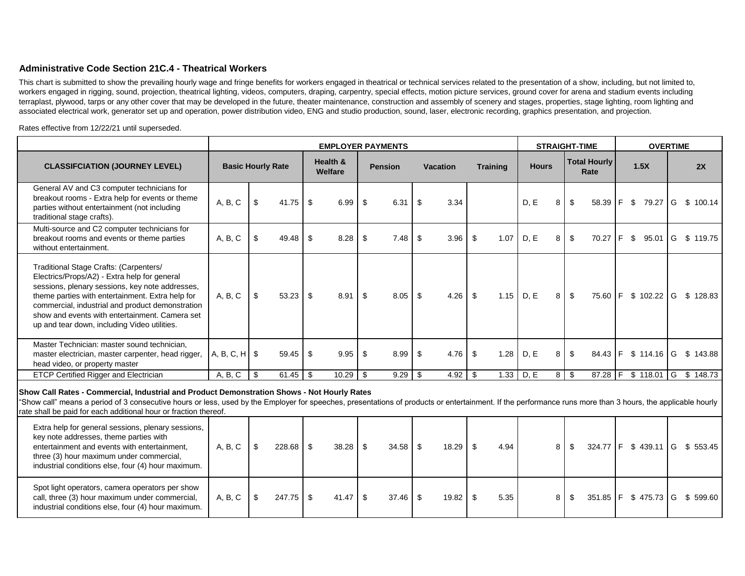## Administrative Code Section 21C.4 - Theatrical Workers

This chart is submitted to show the prevailing hourly wage and fringe benefits for workers engaged in theatrical or technical services related to the presentation of a show, including, but not limited to, workers engaged in rigging, sound, projection, theatrical lighting, videos, computers, draping, carpentry, special effects, motion picture services, ground cover for arena and stadium events including terraplast, plywood, tarps or any other cover that may be developed in the future, theater maintenance, construction and assembly of scenery and stages, properties, stage lighting, room lighting and associated electrical work, generator set up and operation, power distribution video, ENG and studio production, sound, laser, electronic recording, graphics presentation, and projection.

Rates effective from 12/22/21 until superseded.

| | EMPLOYER PAYMENTS | | | | | | | STRAIGHT-TIME | | | OVERTIME | | | |
|---|---|---|---|---|---|---|---|---|---|---|---|---|---|---|
| **CLASSIFCIATION (JOURNEY LEVEL)** | **Basic Hourly Rate** | | **Health & Welfare** | **Pension** | **Vacation** | **Training** | **Hours** | | **Total Hourly Rate** | **1.5X** | | **2X** | |
| General AV and C3 computer technicians for breakout rooms - Extra help for events or theme parties without entertainment (not including traditional stage crafts). | A, B, C | $ 41.75 | $ 6.99 | $ 6.31 | $ 3.34 | | D, E | 8 | $ 58.39 | F | $ 79.27 | G | $ 100.14 |
| Multi-source and C2 computer technicians for breakout rooms and events or theme parties without entertainment. | A, B, C | $ 49.48 | $ 8.28 | $ 7.48 | $ 3.96 | $ 1.07 | D, E | 8 | $ 70.27 | F | $ 95.01 | G | $ 119.75 |
| Traditional Stage Crafts: (Carpenters/ Electrics/Props/A2) - Extra help for general sessions, plenary sessions, key note addresses, theme parties with entertainment. Extra help for commercial, industrial and product demonstration show and events with entertainment. Camera set up and tear down, including Video utilities. | A, B, C | $ 53.23 | $ 8.91 | $ 8.05 | $ 4.26 | $ 1.15 | D, E | 8 | $ 75.60 | F | $ 102.22 | G | $ 128.83 |
| Master Technician: master sound technician, master electrician, master carpenter, head rigger, head video, or property master | A, B, C, H | $ 59.45 | $ 9.95 | $ 8.99 | $ 4.76 | $ 1.28 | D, E | 8 | $ 84.43 | F | $ 114.16 | G | $ 143.88 |
| ETCP Certified Rigger and Electrician | A, B, C | $ 61.45 | $ 10.29 | $ 9.29 | $ 4.92 | $ 1.33 | D, E | 8 | $ 87.28 | F | $ 118.01 | G | $ 148.73 |

**Show Call Rates - Commercial, Industrial and Product Demonstration Shows - Not Hourly Rates**

"Show call" means a period of 3 consecutive hours or less, used by the Employer for speeches, presentations of products or entertainment. If the performance runs more than 3 hours, the applicable hourly rate shall be paid for each additional hour or fraction thereof.

| CLASSIFCIATION (JOURNEY LEVEL) | Basic Hourly Rate | | Health & Welfare | Pension | Vacation | Training | Hours | | Total Hourly Rate | 1.5X | | 2X | |
|---|---|---|---|---|---|---|---|---|---|---|---|---|---|
| Extra help for general sessions, plenary sessions, key note addresses, theme parties with entertainment and events with entertainment, three (3) hour maximum under commercial, industrial conditions else, four (4) hour maximum. | A, B, C | $ 228.68 | $ 38.28 | $ 34.58 | $ 18.29 | $ 4.94 | | 8 | $ 324.77 | F | $ 439.11 | G | $ 553.45 |
| Spot light operators, camera operators per show call, three (3) hour maximum under commercial, industrial conditions else, four (4) hour maximum. | A, B, C | $ 247.75 | $ 41.47 | $ 37.46 | $ 19.82 | $ 5.35 | | 8 | $ 351.85 | F | $ 475.73 | G | $ 599.60 |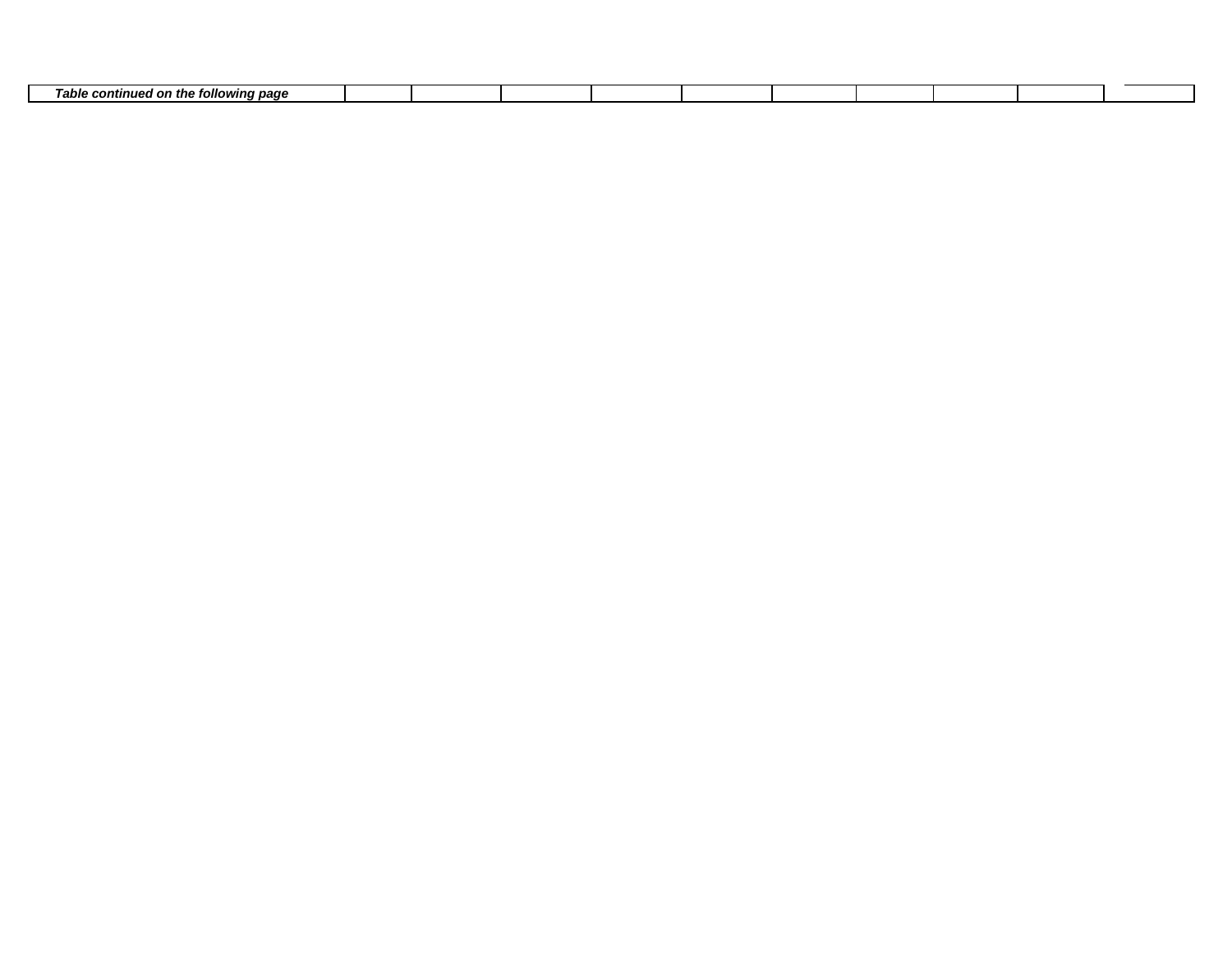| | | | | | | | | | | |
|---|---|---|---|---|---|---|---|---|---|---|
| ***Table continued on the following page*** | | | | | | | | | | |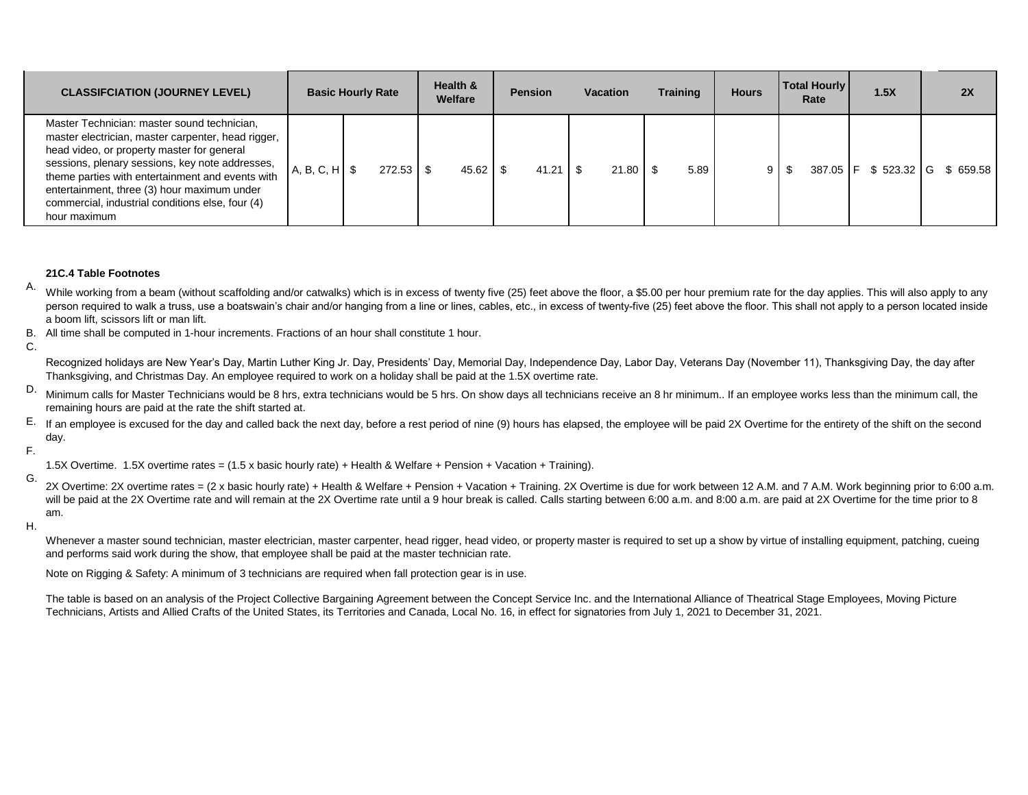| CLASSIFCIATION (JOURNEY LEVEL) | | Basic Hourly Rate | Health & Welfare | Pension | Vacation | Training | Hours | Total Hourly Rate | | 1.5X | | 2X |
|---|---|---|---|---|---|---|---|---|---|---|---|---|
| Master Technician: master sound technician, master electrician, master carpenter, head rigger, head video, or property master for general sessions, plenary sessions, key note addresses, theme parties with entertainment and events with entertainment, three (3) hour maximum under commercial, industrial conditions else, four (4) hour maximum | A, B, C, H | $ 272.53 | $ 45.62 | $ 41.21 | $ 21.80 | $ 5.89 | 9 | $ 387.05 | F | $ 523.32 | G | $ 659.58 |

**21C.4 Table Footnotes**

A. While working from a beam (without scaffolding and/or catwalks) which is in excess of twenty five (25) feet above the floor, a $5.00 per hour premium rate for the day applies. This will also apply to any person required to walk a truss, use a boatswain's chair and/or hanging from a line or lines, cables, etc., in excess of twenty-five (25) feet above the floor. This shall not apply to a person located inside a boom lift, scissors lift or man lift.

B. All time shall be computed in 1-hour increments. Fractions of an hour shall constitute 1 hour.

C. Recognized holidays are New Year's Day, Martin Luther King Jr. Day, Presidents' Day, Memorial Day, Independence Day, Labor Day, Veterans Day (November 11), Thanksgiving Day, the day after Thanksgiving, and Christmas Day. An employee required to work on a holiday shall be paid at the 1.5X overtime rate.

D. Minimum calls for Master Technicians would be 8 hrs, extra technicians would be 5 hrs. On show days all technicians receive an 8 hr minimum.. If an employee works less than the minimum call, the remaining hours are paid at the rate the shift started at.

E. If an employee is excused for the day and called back the next day, before a rest period of nine (9) hours has elapsed, the employee will be paid 2X Overtime for the entirety of the shift on the second day.

F. 1.5X Overtime. 1.5X overtime rates = (1.5 x basic hourly rate) + Health & Welfare + Pension + Vacation + Training).

G. 2X Overtime: 2X overtime rates = (2 x basic hourly rate) + Health & Welfare + Pension + Vacation + Training. 2X Overtime is due for work between 12 A.M. and 7 A.M. Work beginning prior to 6:00 a.m. will be paid at the 2X Overtime rate and will remain at the 2X Overtime rate until a 9 hour break is called. Calls starting between 6:00 a.m. and 8:00 a.m. are paid at 2X Overtime for the time prior to 8 am.

H. Whenever a master sound technician, master electrician, master carpenter, head rigger, head video, or property master is required to set up a show by virtue of installing equipment, patching, cueing and performs said work during the show, that employee shall be paid at the master technician rate.

Note on Rigging & Safety: A minimum of 3 technicians are required when fall protection gear is in use.

The table is based on an analysis of the Project Collective Bargaining Agreement between the Concept Service Inc. and the International Alliance of Theatrical Stage Employees, Moving Picture Technicians, Artists and Allied Crafts of the United States, its Territories and Canada, Local No. 16, in effect for signatories from July 1, 2021 to December 31, 2021.